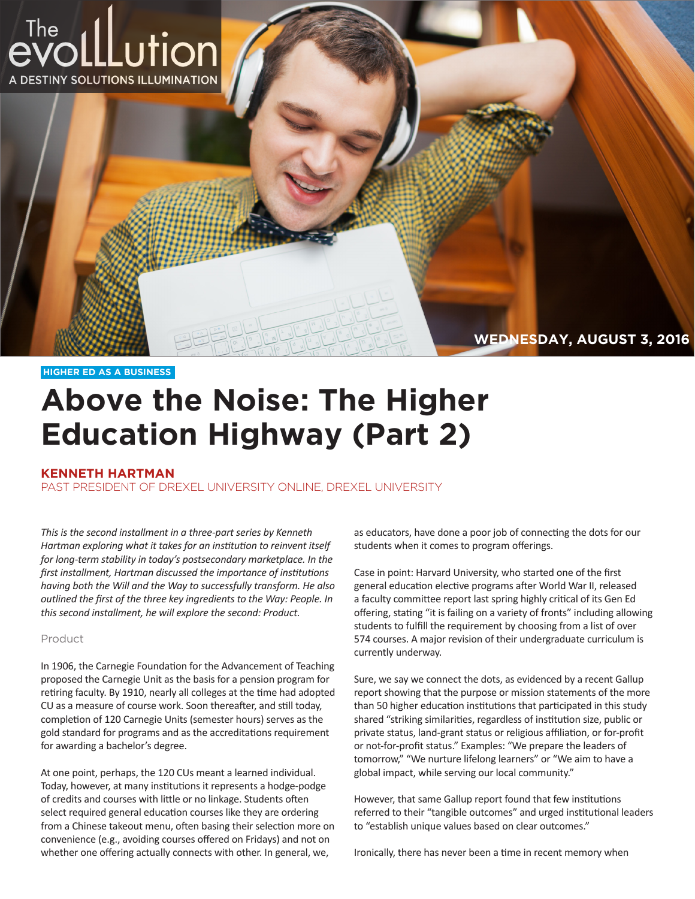HIGHER ED AS A BUSINESS

# Above the Noise: The Higher Education Highway (Part 2)

**KENNETH HARTMAN**
PAST PRESIDENT OF DREXEL UNIVERSITY ONLINE, DREXEL UNIVERSITY

WEDNESDAY, AUGUST 3, 2016

*This is the second installment in a three-part series by Kenneth Hartman exploring what it takes for an institution to reinvent itself for long-term stability in today's postsecondary marketplace. In the first installment, Hartman discussed the importance of institutions having both the Will and the Way to successfully transform. He also outlined the first of the three key ingredients to the Way: People. In this second installment, he will explore the second: Product.*

## Product

In 1906, the Carnegie Foundation for the Advancement of Teaching proposed the Carnegie Unit as the basis for a pension program for retiring faculty. By 1910, nearly all colleges at the time had adopted CU as a measure of course work. Soon thereafter, and still today, completion of 120 Carnegie Units (semester hours) serves as the gold standard for programs and as the accreditations requirement for awarding a bachelor's degree.

At one point, perhaps, the 120 CUs meant a learned individual. Today, however, at many institutions it represents a hodge-podge of credits and courses with little or no linkage. Students often select required general education courses like they are ordering from a Chinese takeout menu, often basing their selection more on convenience (e.g., avoiding courses offered on Fridays) and not on whether one offering actually connects with other. In general, we, as educators, have done a poor job of connecting the dots for our students when it comes to program offerings.

Case in point: Harvard University, who started one of the first general education elective programs after World War II, released a faculty committee report last spring highly critical of its Gen Ed offering, stating "it is failing on a variety of fronts" including allowing students to fulfill the requirement by choosing from a list of over 574 courses. A major revision of their undergraduate curriculum is currently underway.

Sure, we say we connect the dots, as evidenced by a recent Gallup report showing that the purpose or mission statements of the more than 50 higher education institutions that participated in this study shared "striking similarities, regardless of institution size, public or private status, land-grant status or religious affiliation, or for-profit or not-for-profit status." Examples: "We prepare the leaders of tomorrow," "We nurture lifelong learners" or "We aim to have a global impact, while serving our local community."

However, that same Gallup report found that few institutions referred to their "tangible outcomes" and urged institutional leaders to "establish unique values based on clear outcomes."

Ironically, there has never been a time in recent memory when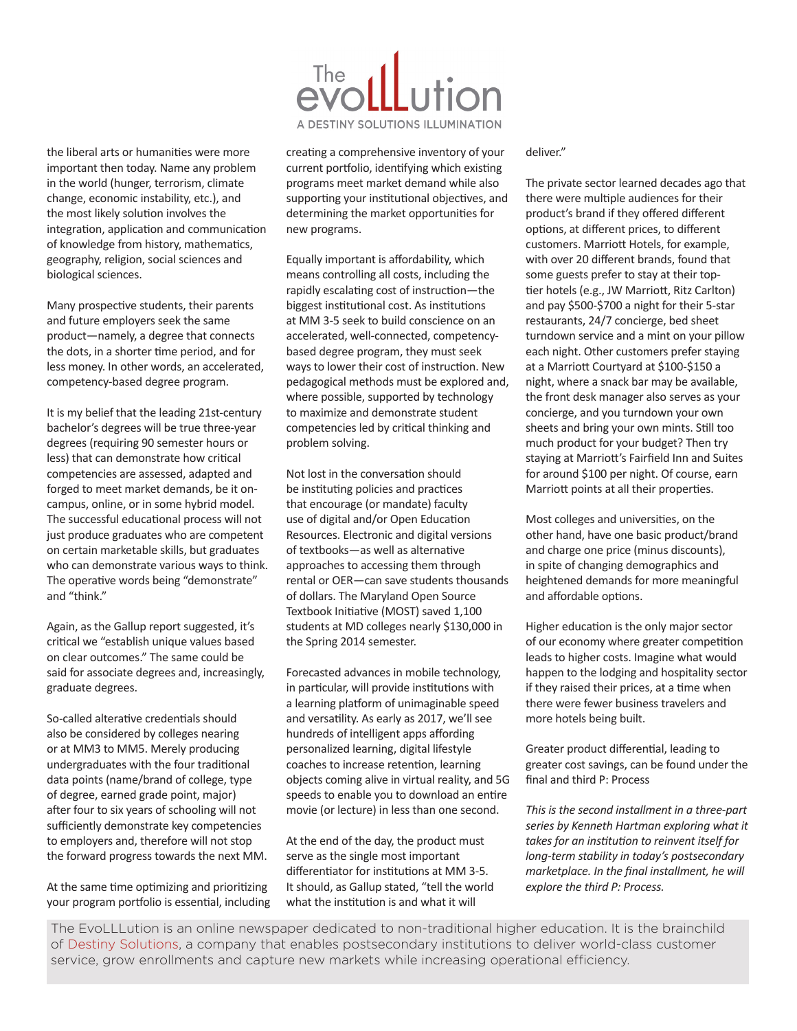the liberal arts or humanities were more important then today. Name any problem in the world (hunger, terrorism, climate change, economic instability, etc.), and the most likely solution involves the integration, application and communication of knowledge from history, mathematics, geography, religion, social sciences and biological sciences.

Many prospective students, their parents and future employers seek the same product—namely, a degree that connects the dots, in a shorter time period, and for less money. In other words, an accelerated, competency-based degree program.

It is my belief that the leading 21st-century bachelor's degrees will be true three-year degrees (requiring 90 semester hours or less) that can demonstrate how critical competencies are assessed, adapted and forged to meet market demands, be it on-campus, online, or in some hybrid model. The successful educational process will not just produce graduates who are competent on certain marketable skills, but graduates who can demonstrate various ways to think. The operative words being "demonstrate" and "think."

Again, as the Gallup report suggested, it's critical we "establish unique values based on clear outcomes." The same could be said for associate degrees and, increasingly, graduate degrees.

So-called alterative credentials should also be considered by colleges nearing or at MM3 to MM5. Merely producing undergraduates with the four traditional data points (name/brand of college, type of degree, earned grade point, major) after four to six years of schooling will not sufficiently demonstrate key competencies to employers and, therefore will not stop the forward progress towards the next MM.

At the same time optimizing and prioritizing your program portfolio is essential, including creating a comprehensive inventory of your current portfolio, identifying which existing programs meet market demand while also supporting your institutional objectives, and determining the market opportunities for new programs.

Equally important is affordability, which means controlling all costs, including the rapidly escalating cost of instruction—the biggest institutional cost. As institutions at MM 3-5 seek to build conscience on an accelerated, well-connected, competency-based degree program, they must seek ways to lower their cost of instruction. New pedagogical methods must be explored and, where possible, supported by technology to maximize and demonstrate student competencies led by critical thinking and problem solving.

Not lost in the conversation should be instituting policies and practices that encourage (or mandate) faculty use of digital and/or Open Education Resources. Electronic and digital versions of textbooks—as well as alternative approaches to accessing them through rental or OER—can save students thousands of dollars. The Maryland Open Source Textbook Initiative (MOST) saved 1,100 students at MD colleges nearly $130,000 in the Spring 2014 semester.

Forecasted advances in mobile technology, in particular, will provide institutions with a learning platform of unimaginable speed and versatility. As early as 2017, we'll see hundreds of intelligent apps affording personalized learning, digital lifestyle coaches to increase retention, learning objects coming alive in virtual reality, and 5G speeds to enable you to download an entire movie (or lecture) in less than one second.

At the end of the day, the product must serve as the single most important differentiator for institutions at MM 3-5. It should, as Gallup stated, "tell the world what the institution is and what it will deliver."

The private sector learned decades ago that there were multiple audiences for their product's brand if they offered different options, at different prices, to different customers. Marriott Hotels, for example, with over 20 different brands, found that some guests prefer to stay at their top-tier hotels (e.g., JW Marriott, Ritz Carlton) and pay $500-$700 a night for their 5-star restaurants, 24/7 concierge, bed sheet turndown service and a mint on your pillow each night. Other customers prefer staying at a Marriott Courtyard at $100-$150 a night, where a snack bar may be available, the front desk manager also serves as your concierge, and you turndown your own sheets and bring your own mints. Still too much product for your budget? Then try staying at Marriott's Fairfield Inn and Suites for around $100 per night. Of course, earn Marriott points at all their properties.

Most colleges and universities, on the other hand, have one basic product/brand and charge one price (minus discounts), in spite of changing demographics and heightened demands for more meaningful and affordable options.

Higher education is the only major sector of our economy where greater competition leads to higher costs. Imagine what would happen to the lodging and hospitality sector if they raised their prices, at a time when there were fewer business travelers and more hotels being built.

Greater product differential, leading to greater cost savings, can be found under the final and third P: Process

*This is the second installment in a three-part series by Kenneth Hartman exploring what it takes for an institution to reinvent itself for long-term stability in today's postsecondary marketplace. In the final installment, he will explore the third P: Process.*

The EvoLLLution is an online newspaper dedicated to non-traditional higher education. It is the brainchild of Destiny Solutions, a company that enables postsecondary institutions to deliver world-class customer service, grow enrollments and capture new markets while increasing operational efficiency.